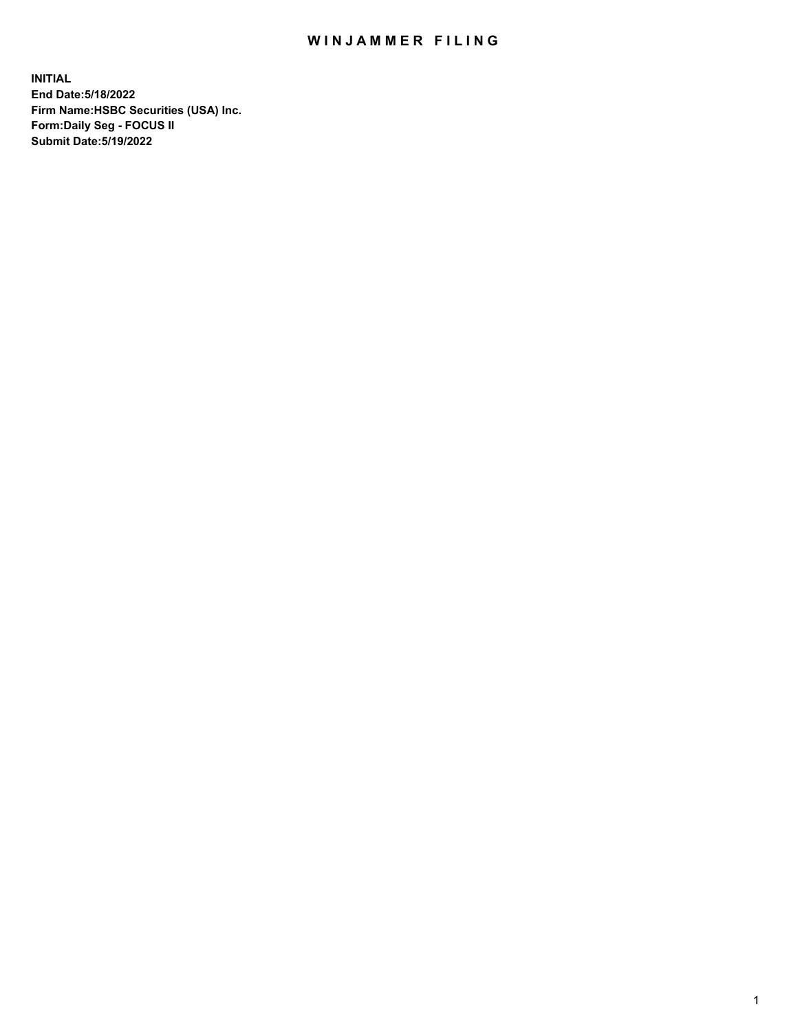# WINJAMMER FILING

**INITIAL**
**End Date:5/18/2022**
**Firm Name:HSBC Securities (USA) Inc.**
**Form:Daily Seg - FOCUS II**
**Submit Date:5/19/2022**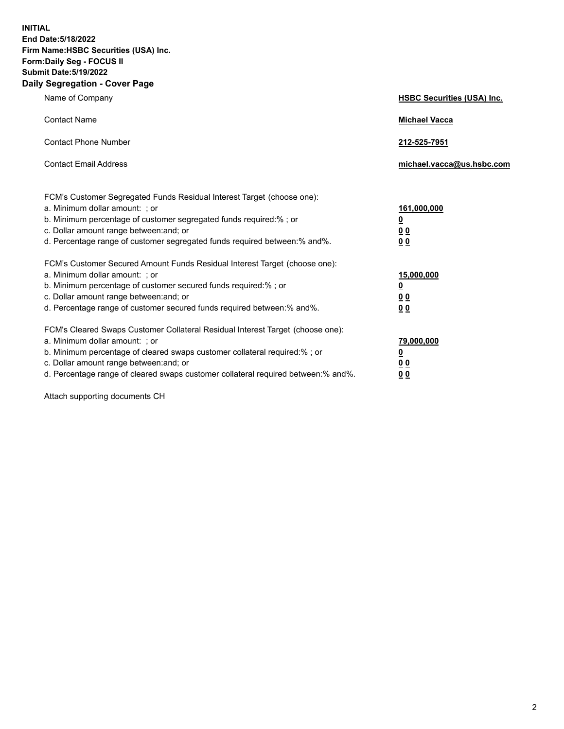**INITIAL**
**End Date:5/18/2022**
**Firm Name:HSBC Securities (USA) Inc.**
**Form:Daily Seg - FOCUS II**
**Submit Date:5/19/2022**

## Daily Segregation - Cover Page

| | |
|---|---|
| Name of Company | **HSBC Securities (USA) Inc.** |
| Contact Name | **Michael Vacca** |
| Contact Phone Number | **212-525-7951** |
| Contact Email Address | **michael.vacca@us.hsbc.com** |

| | |
|---|---|
| FCM's Customer Segregated Funds Residual Interest Target (choose one): | |
| a. Minimum dollar amount: ; or | **161,000,000** |
| b. Minimum percentage of customer segregated funds required:% ; or | **0** |
| c. Dollar amount range between:and; or | **0 0** |
| d. Percentage range of customer segregated funds required between:% and%. | **0 0** |
| FCM's Customer Secured Amount Funds Residual Interest Target (choose one): | |
| a. Minimum dollar amount: ; or | **15,000,000** |
| b. Minimum percentage of customer secured funds required:% ; or | **0** |
| c. Dollar amount range between:and; or | **0 0** |
| d. Percentage range of customer secured funds required between:% and%. | **0 0** |
| FCM's Cleared Swaps Customer Collateral Residual Interest Target (choose one): | |
| a. Minimum dollar amount: ; or | **79,000,000** |
| b. Minimum percentage of cleared swaps customer collateral required:% ; or | **0** |
| c. Dollar amount range between:and; or | **0 0** |
| d. Percentage range of cleared swaps customer collateral required between:% and%. | **0 0** |

Attach supporting documents CH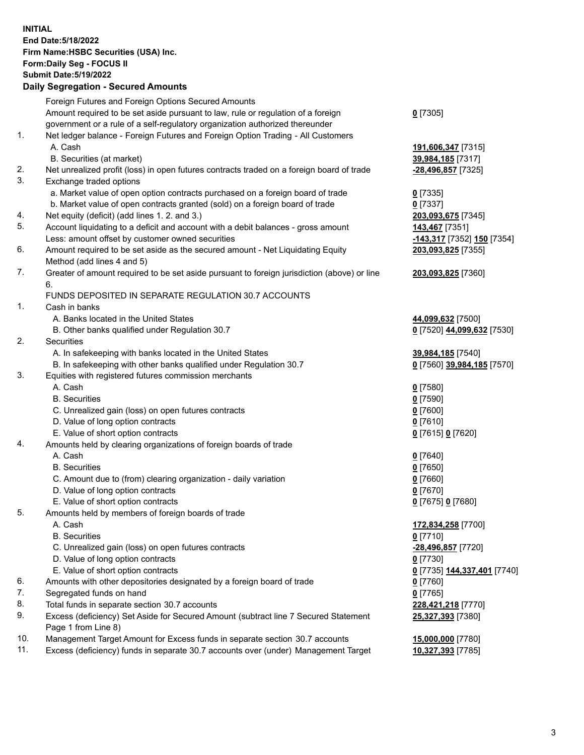**INITIAL**
**End Date:5/18/2022**
**Firm Name:HSBC Securities (USA) Inc.**
**Form:Daily Seg - FOCUS II**
**Submit Date:5/19/2022**

## Daily Segregation - Secured Amounts

| | | |
|---|---|---|
| | Foreign Futures and Foreign Options Secured Amounts | |
| | Amount required to be set aside pursuant to law, rule or regulation of a foreign government or a rule of a self-regulatory organization authorized thereunder | **0** [7305] |
| 1. | Net ledger balance - Foreign Futures and Foreign Option Trading - All Customers | |
| | A. Cash | **191,606,347** [7315] |
| | B. Securities (at market) | **39,984,185** [7317] |
| 2. | Net unrealized profit (loss) in open futures contracts traded on a foreign board of trade | **-28,496,857** [7325] |
| 3. | Exchange traded options | |
| | a. Market value of open option contracts purchased on a foreign board of trade | **0** [7335] |
| | b. Market value of open contracts granted (sold) on a foreign board of trade | **0** [7337] |
| 4. | Net equity (deficit) (add lines 1. 2. and 3.) | **203,093,675** [7345] |
| 5. | Account liquidating to a deficit and account with a debit balances - gross amount | **143,467** [7351] |
| | Less: amount offset by customer owned securities | **-143,317** [7352] **150** [7354] |
| 6. | Amount required to be set aside as the secured amount - Net Liquidating Equity Method (add lines 4 and 5) | **203,093,825** [7355] |
| 7. | Greater of amount required to be set aside pursuant to foreign jurisdiction (above) or line 6. | **203,093,825** [7360] |
| | FUNDS DEPOSITED IN SEPARATE REGULATION 30.7 ACCOUNTS | |
| 1. | Cash in banks | |
| | A. Banks located in the United States | **44,099,632** [7500] |
| | B. Other banks qualified under Regulation 30.7 | **0** [7520] **44,099,632** [7530] |
| 2. | Securities | |
| | A. In safekeeping with banks located in the United States | **39,984,185** [7540] |
| | B. In safekeeping with other banks qualified under Regulation 30.7 | **0** [7560] **39,984,185** [7570] |
| 3. | Equities with registered futures commission merchants | |
| | A. Cash | **0** [7580] |
| | B. Securities | **0** [7590] |
| | C. Unrealized gain (loss) on open futures contracts | **0** [7600] |
| | D. Value of long option contracts | **0** [7610] |
| | E. Value of short option contracts | **0** [7615] **0** [7620] |
| 4. | Amounts held by clearing organizations of foreign boards of trade | |
| | A. Cash | **0** [7640] |
| | B. Securities | **0** [7650] |
| | C. Amount due to (from) clearing organization - daily variation | **0** [7660] |
| | D. Value of long option contracts | **0** [7670] |
| | E. Value of short option contracts | **0** [7675] **0** [7680] |
| 5. | Amounts held by members of foreign boards of trade | |
| | A. Cash | **172,834,258** [7700] |
| | B. Securities | **0** [7710] |
| | C. Unrealized gain (loss) on open futures contracts | **-28,496,857** [7720] |
| | D. Value of long option contracts | **0** [7730] |
| | E. Value of short option contracts | **0** [7735] **144,337,401** [7740] |
| 6. | Amounts with other depositories designated by a foreign board of trade | **0** [7760] |
| 7. | Segregated funds on hand | **0** [7765] |
| 8. | Total funds in separate section 30.7 accounts | **228,421,218** [7770] |
| 9. | Excess (deficiency) Set Aside for Secured Amount (subtract line 7 Secured Statement Page 1 from Line 8) | **25,327,393** [7380] |
| 10. | Management Target Amount for Excess funds in separate section 30.7 accounts | **15,000,000** [7780] |
| 11. | Excess (deficiency) funds in separate 30.7 accounts over (under) Management Target | **10,327,393** [7785] |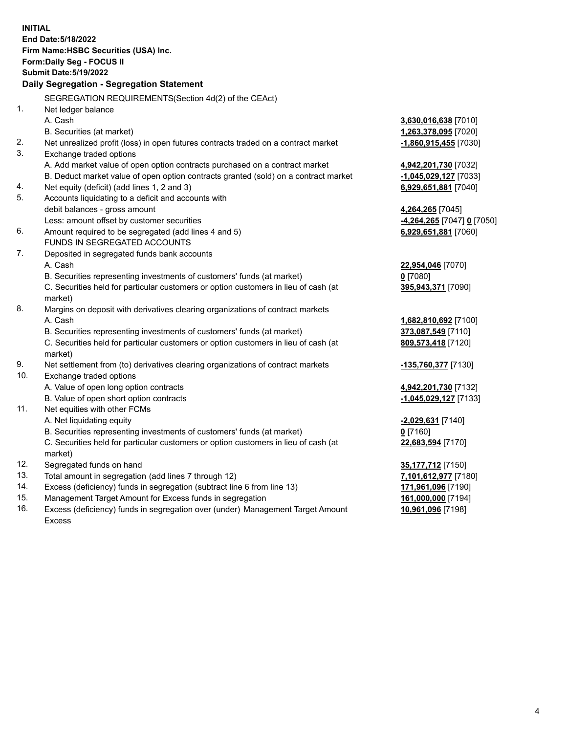**INITIAL**
**End Date:5/18/2022**
**Firm Name:HSBC Securities (USA) Inc.**
**Form:Daily Seg - FOCUS II**
**Submit Date:5/19/2022**

## Daily Segregation - Segregation Statement

SEGREGATION REQUIREMENTS(Section 4d(2) of the CEAct)

| | | |
|---|---|---|
| 1. | Net ledger balance | |
| | A. Cash | **3,630,016,638** [7010] |
| | B. Securities (at market) | **1,263,378,095** [7020] |
| 2. | Net unrealized profit (loss) in open futures contracts traded on a contract market | **-1,860,915,455** [7030] |
| 3. | Exchange traded options | |
| | A. Add market value of open option contracts purchased on a contract market | **4,942,201,730** [7032] |
| | B. Deduct market value of open option contracts granted (sold) on a contract market | **-1,045,029,127** [7033] |
| 4. | Net equity (deficit) (add lines 1, 2 and 3) | **6,929,651,881** [7040] |
| 5. | Accounts liquidating to a deficit and accounts with | |
| | debit balances - gross amount | **4,264,265** [7045] |
| | Less: amount offset by customer securities | **-4,264,265** [7047] **0** [7050] |
| 6. | Amount required to be segregated (add lines 4 and 5) | **6,929,651,881** [7060] |
| | FUNDS IN SEGREGATED ACCOUNTS | |
| 7. | Deposited in segregated funds bank accounts | |
| | A. Cash | **22,954,046** [7070] |
| | B. Securities representing investments of customers' funds (at market) | **0** [7080] |
| | C. Securities held for particular customers or option customers in lieu of cash (at market) | **395,943,371** [7090] |
| 8. | Margins on deposit with derivatives clearing organizations of contract markets | |
| | A. Cash | **1,682,810,692** [7100] |
| | B. Securities representing investments of customers' funds (at market) | **373,087,549** [7110] |
| | C. Securities held for particular customers or option customers in lieu of cash (at market) | **809,573,418** [7120] |
| 9. | Net settlement from (to) derivatives clearing organizations of contract markets | **-135,760,377** [7130] |
| 10. | Exchange traded options | |
| | A. Value of open long option contracts | **4,942,201,730** [7132] |
| | B. Value of open short option contracts | **-1,045,029,127** [7133] |
| 11. | Net equities with other FCMs | |
| | A. Net liquidating equity | **-2,029,631** [7140] |
| | B. Securities representing investments of customers' funds (at market) | **0** [7160] |
| | C. Securities held for particular customers or option customers in lieu of cash (at market) | **22,683,594** [7170] |
| 12. | Segregated funds on hand | **35,177,712** [7150] |
| 13. | Total amount in segregation (add lines 7 through 12) | **7,101,612,977** [7180] |
| 14. | Excess (deficiency) funds in segregation (subtract line 6 from line 13) | **171,961,096** [7190] |
| 15. | Management Target Amount for Excess funds in segregation | **161,000,000** [7194] |
| 16. | Excess (deficiency) funds in segregation over (under) Management Target Amount Excess | **10,961,096** [7198] |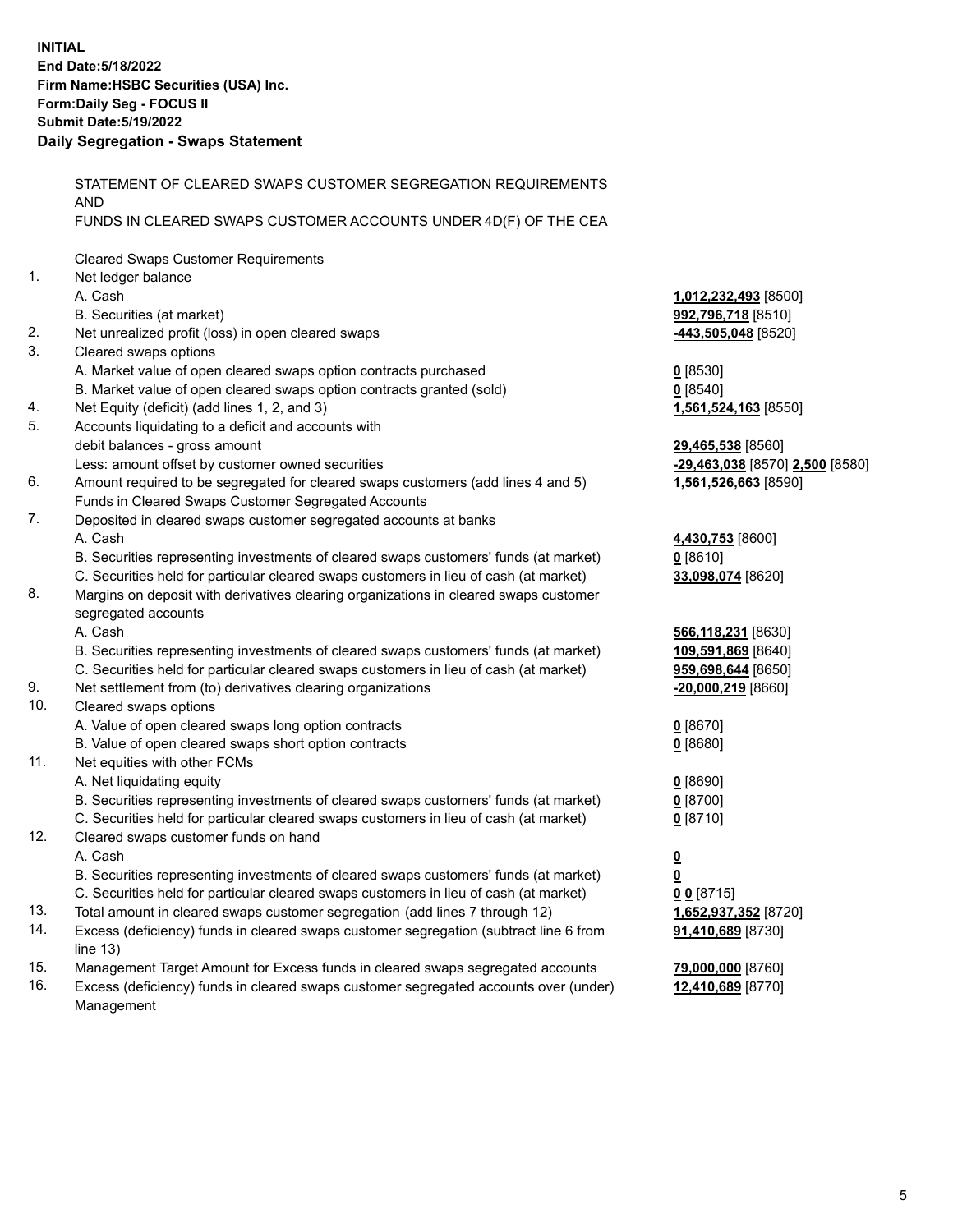**INITIAL**
**End Date:5/18/2022**
**Firm Name:HSBC Securities (USA) Inc.**
**Form:Daily Seg - FOCUS II**
**Submit Date:5/19/2022**
**Daily Segregation - Swaps Statement**

STATEMENT OF CLEARED SWAPS CUSTOMER SEGREGATION REQUIREMENTS AND FUNDS IN CLEARED SWAPS CUSTOMER ACCOUNTS UNDER 4D(F) OF THE CEA

| | | |
|---|---|---|
| | Cleared Swaps Customer Requirements | |
| 1. | Net ledger balance | |
| | A. Cash | **1,012,232,493** [8500] |
| | B. Securities (at market) | **992,796,718** [8510] |
| 2. | Net unrealized profit (loss) in open cleared swaps | **-443,505,048** [8520] |
| 3. | Cleared swaps options | |
| | A. Market value of open cleared swaps option contracts purchased | **0** [8530] |
| | B. Market value of open cleared swaps option contracts granted (sold) | **0** [8540] |
| 4. | Net Equity (deficit) (add lines 1, 2, and 3) | **1,561,524,163** [8550] |
| 5. | Accounts liquidating to a deficit and accounts with debit balances - gross amount | **29,465,538** [8560] |
| | Less: amount offset by customer owned securities | **-29,463,038** [8570] **2,500** [8580] |
| 6. | Amount required to be segregated for cleared swaps customers (add lines 4 and 5) | **1,561,526,663** [8590] |
| | Funds in Cleared Swaps Customer Segregated Accounts | |
| 7. | Deposited in cleared swaps customer segregated accounts at banks | |
| | A. Cash | **4,430,753** [8600] |
| | B. Securities representing investments of cleared swaps customers' funds (at market) | **0** [8610] |
| | C. Securities held for particular cleared swaps customers in lieu of cash (at market) | **33,098,074** [8620] |
| 8. | Margins on deposit with derivatives clearing organizations in cleared swaps customer segregated accounts | |
| | A. Cash | **566,118,231** [8630] |
| | B. Securities representing investments of cleared swaps customers' funds (at market) | **109,591,869** [8640] |
| | C. Securities held for particular cleared swaps customers in lieu of cash (at market) | **959,698,644** [8650] |
| 9. | Net settlement from (to) derivatives clearing organizations | **-20,000,219** [8660] |
| 10. | Cleared swaps options | |
| | A. Value of open cleared swaps long option contracts | **0** [8670] |
| | B. Value of open cleared swaps short option contracts | **0** [8680] |
| 11. | Net equities with other FCMs | |
| | A. Net liquidating equity | **0** [8690] |
| | B. Securities representing investments of cleared swaps customers' funds (at market) | **0** [8700] |
| | C. Securities held for particular cleared swaps customers in lieu of cash (at market) | **0** [8710] |
| 12. | Cleared swaps customer funds on hand | |
| | A. Cash | **0** |
| | B. Securities representing investments of cleared swaps customers' funds (at market) | **0** |
| | C. Securities held for particular cleared swaps customers in lieu of cash (at market) | **0** **0** [8715] |
| 13. | Total amount in cleared swaps customer segregation (add lines 7 through 12) | **1,652,937,352** [8720] |
| 14. | Excess (deficiency) funds in cleared swaps customer segregation (subtract line 6 from line 13) | **91,410,689** [8730] |
| 15. | Management Target Amount for Excess funds in cleared swaps segregated accounts | **79,000,000** [8760] |
| 16. | Excess (deficiency) funds in cleared swaps customer segregated accounts over (under) Management | **12,410,689** [8770] |